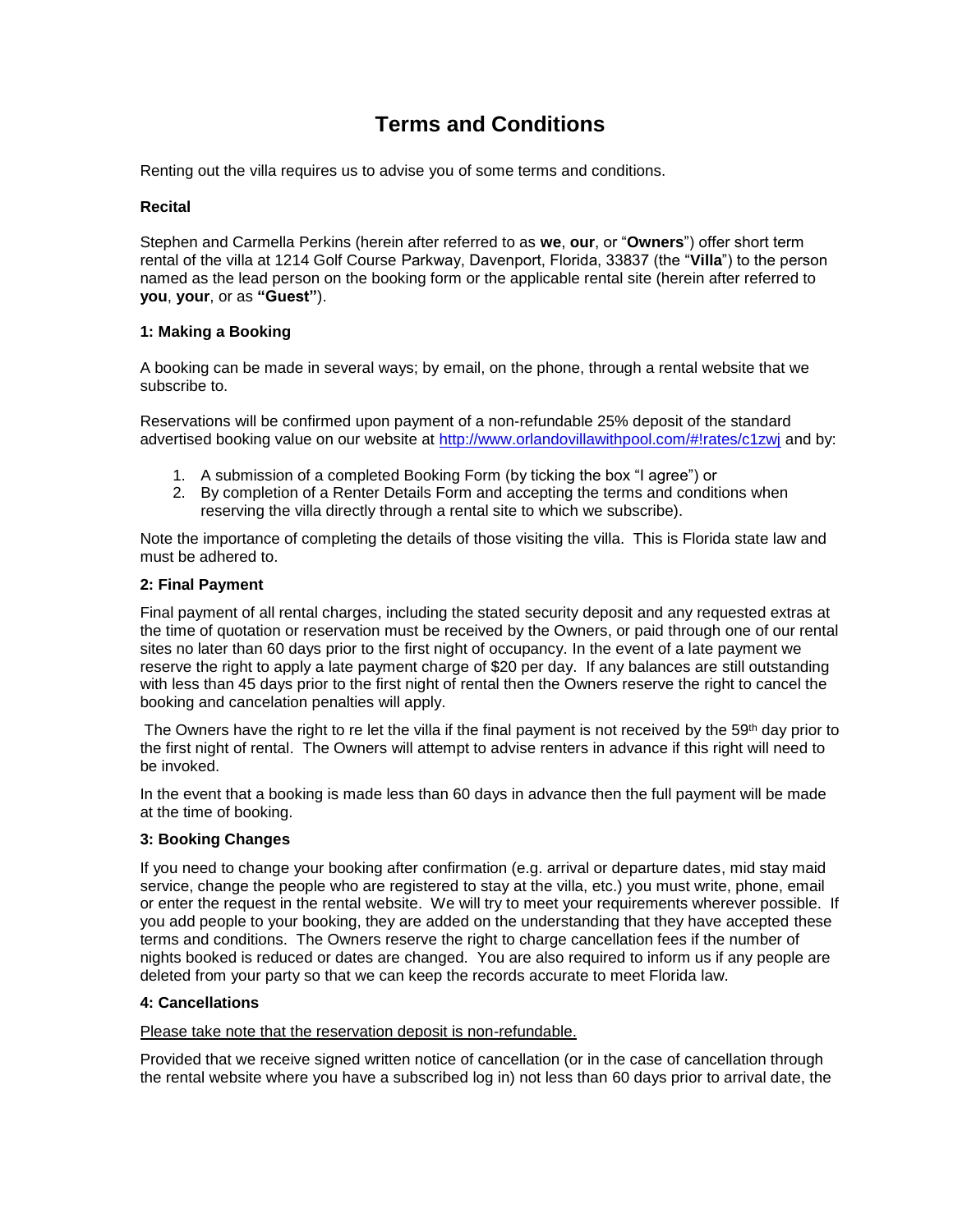# Terms and Conditions

Renting out the villa requires us to advise you of some terms and conditions.

**Recital**

Stephen and Carmella Perkins (herein after referred to as **we**, **our**, or "**Owners**") offer short term rental of the villa at 1214 Golf Course Parkway, Davenport, Florida, 33837 (the "**Villa**") to the person named as the lead person on the booking form or the applicable rental site (herein after referred to **you**, **your**, or as **"Guest"**).

**1: Making a Booking**

A booking can be made in several ways; by email, on the phone, through a rental website that we subscribe to.

Reservations will be confirmed upon payment of a non-refundable 25% deposit of the standard advertised booking value on our website at [http://www.orlandovillawithpool.com/#!rates/c1zwj](http://www.orlandovillawithpool.com/#!rates/c1zwj) and by:

1. A submission of a completed Booking Form (by ticking the box "I agree") or
2. By completion of a Renter Details Form and accepting the terms and conditions when reserving the villa directly through a rental site to which we subscribe).

Note the importance of completing the details of those visiting the villa. This is Florida state law and must be adhered to.

**2: Final Payment**

Final payment of all rental charges, including the stated security deposit and any requested extras at the time of quotation or reservation must be received by the Owners, or paid through one of our rental sites no later than 60 days prior to the first night of occupancy. In the event of a late payment we reserve the right to apply a late payment charge of $20 per day. If any balances are still outstanding with less than 45 days prior to the first night of rental then the Owners reserve the right to cancel the booking and cancelation penalties will apply.

The Owners have the right to re let the villa if the final payment is not received by the 59th day prior to the first night of rental. The Owners will attempt to advise renters in advance if this right will need to be invoked.

In the event that a booking is made less than 60 days in advance then the full payment will be made at the time of booking.

**3: Booking Changes**

If you need to change your booking after confirmation (e.g. arrival or departure dates, mid stay maid service, change the people who are registered to stay at the villa, etc.) you must write, phone, email or enter the request in the rental website. We will try to meet your requirements wherever possible. If you add people to your booking, they are added on the understanding that they have accepted these terms and conditions. The Owners reserve the right to charge cancellation fees if the number of nights booked is reduced or dates are changed. You are also required to inform us if any people are deleted from your party so that we can keep the records accurate to meet Florida law.

**4: Cancellations**

<u>Please take note that the reservation deposit is non-refundable.</u>

Provided that we receive signed written notice of cancellation (or in the case of cancellation through the rental website where you have a subscribed log in) not less than 60 days prior to arrival date, the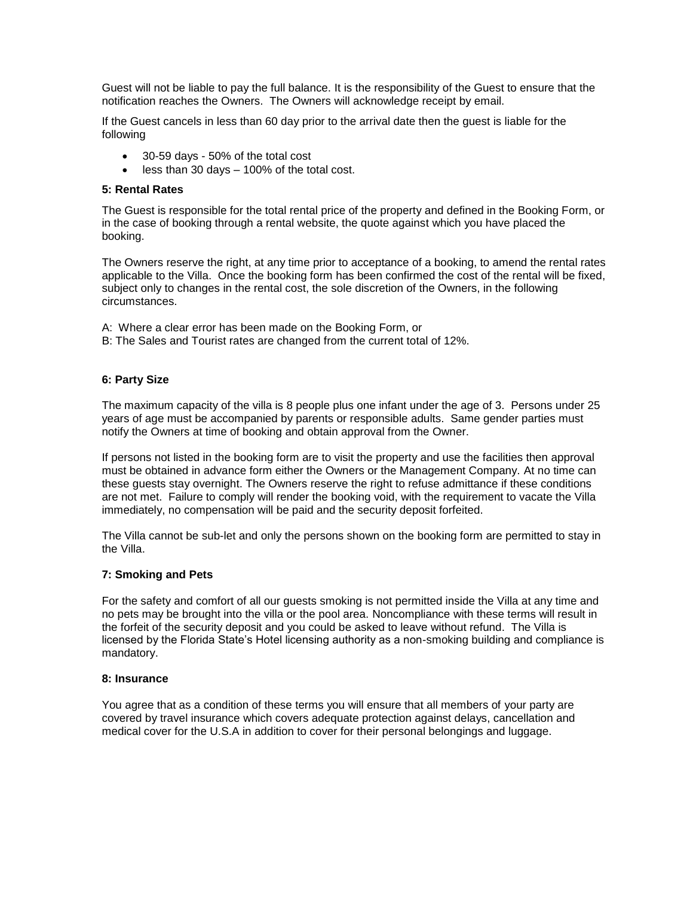Guest will not be liable to pay the full balance. It is the responsibility of the Guest to ensure that the notification reaches the Owners. The Owners will acknowledge receipt by email.

If the Guest cancels in less than 60 day prior to the arrival date then the guest is liable for the following

- 30-59 days - 50% of the total cost
- less than 30 days – 100% of the total cost.

**5: Rental Rates**

The Guest is responsible for the total rental price of the property and defined in the Booking Form, or in the case of booking through a rental website, the quote against which you have placed the booking.

The Owners reserve the right, at any time prior to acceptance of a booking, to amend the rental rates applicable to the Villa. Once the booking form has been confirmed the cost of the rental will be fixed, subject only to changes in the rental cost, the sole discretion of the Owners, in the following circumstances.

A: Where a clear error has been made on the Booking Form, or
B: The Sales and Tourist rates are changed from the current total of 12%.

**6: Party Size**

The maximum capacity of the villa is 8 people plus one infant under the age of 3. Persons under 25 years of age must be accompanied by parents or responsible adults. Same gender parties must notify the Owners at time of booking and obtain approval from the Owner.

If persons not listed in the booking form are to visit the property and use the facilities then approval must be obtained in advance form either the Owners or the Management Company. At no time can these guests stay overnight. The Owners reserve the right to refuse admittance if these conditions are not met. Failure to comply will render the booking void, with the requirement to vacate the Villa immediately, no compensation will be paid and the security deposit forfeited.

The Villa cannot be sub-let and only the persons shown on the booking form are permitted to stay in the Villa.

**7: Smoking and Pets**

For the safety and comfort of all our guests smoking is not permitted inside the Villa at any time and no pets may be brought into the villa or the pool area. Noncompliance with these terms will result in the forfeit of the security deposit and you could be asked to leave without refund. The Villa is licensed by the Florida State's Hotel licensing authority as a non-smoking building and compliance is mandatory.

**8: Insurance**

You agree that as a condition of these terms you will ensure that all members of your party are covered by travel insurance which covers adequate protection against delays, cancellation and medical cover for the U.S.A in addition to cover for their personal belongings and luggage.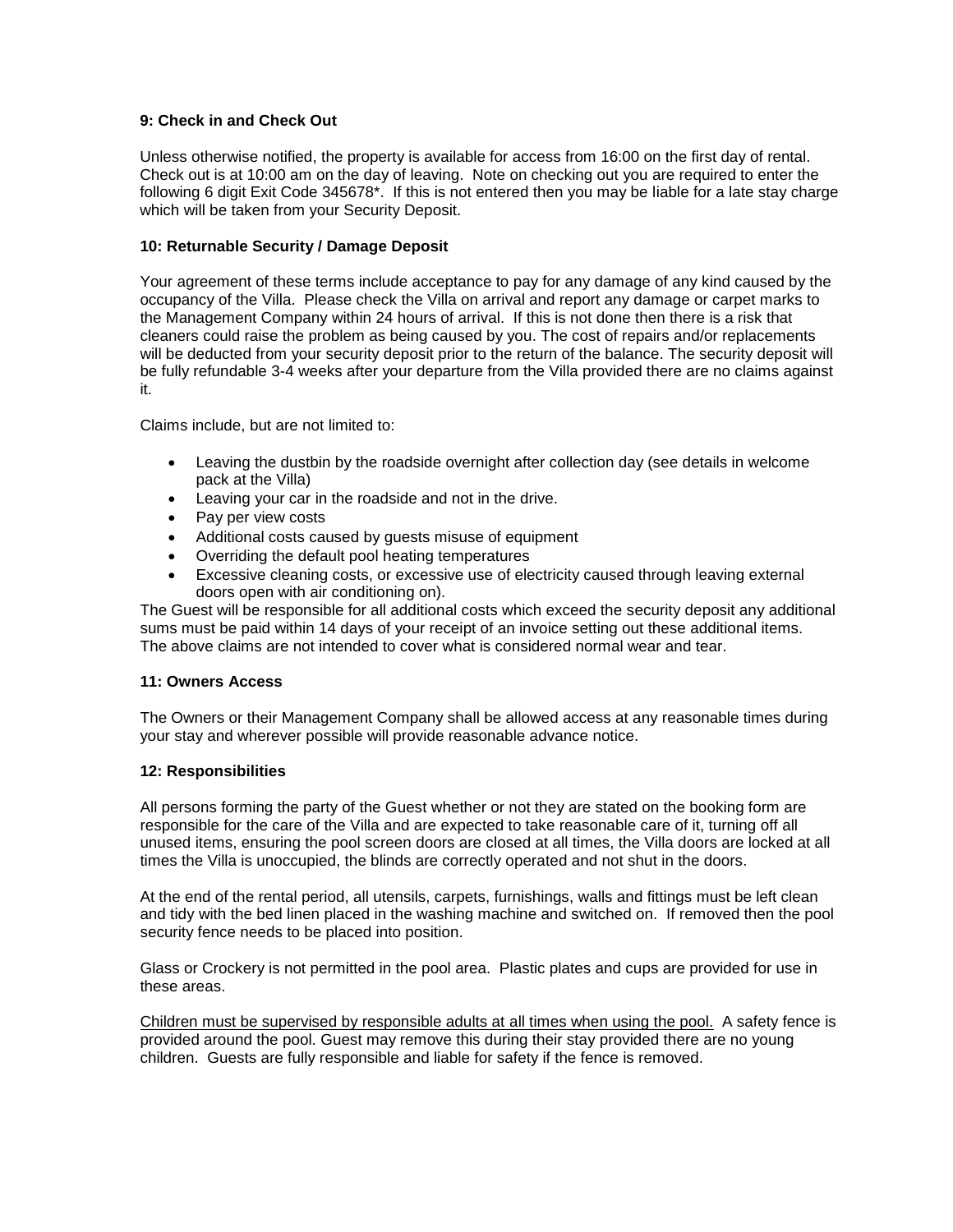**9: Check in and Check Out**

Unless otherwise notified, the property is available for access from 16:00 on the first day of rental. Check out is at 10:00 am on the day of leaving. Note on checking out you are required to enter the following 6 digit Exit Code 345678*. If this is not entered then you may be liable for a late stay charge which will be taken from your Security Deposit.

**10: Returnable Security / Damage Deposit**

Your agreement of these terms include acceptance to pay for any damage of any kind caused by the occupancy of the Villa. Please check the Villa on arrival and report any damage or carpet marks to the Management Company within 24 hours of arrival. If this is not done then there is a risk that cleaners could raise the problem as being caused by you. The cost of repairs and/or replacements will be deducted from your security deposit prior to the return of the balance. The security deposit will be fully refundable 3-4 weeks after your departure from the Villa provided there are no claims against it.

Claims include, but are not limited to:

- Leaving the dustbin by the roadside overnight after collection day (see details in welcome pack at the Villa)
- Leaving your car in the roadside and not in the drive.
- Pay per view costs
- Additional costs caused by guests misuse of equipment
- Overriding the default pool heating temperatures
- Excessive cleaning costs, or excessive use of electricity caused through leaving external doors open with air conditioning on).

The Guest will be responsible for all additional costs which exceed the security deposit any additional sums must be paid within 14 days of your receipt of an invoice setting out these additional items. The above claims are not intended to cover what is considered normal wear and tear.

**11: Owners Access**

The Owners or their Management Company shall be allowed access at any reasonable times during your stay and wherever possible will provide reasonable advance notice.

**12: Responsibilities**

All persons forming the party of the Guest whether or not they are stated on the booking form are responsible for the care of the Villa and are expected to take reasonable care of it, turning off all unused items, ensuring the pool screen doors are closed at all times, the Villa doors are locked at all times the Villa is unoccupied, the blinds are correctly operated and not shut in the doors.

At the end of the rental period, all utensils, carpets, furnishings, walls and fittings must be left clean and tidy with the bed linen placed in the washing machine and switched on. If removed then the pool security fence needs to be placed into position.

Glass or Crockery is not permitted in the pool area. Plastic plates and cups are provided for use in these areas.

<u>Children must be supervised by responsible adults at all times when using the pool.</u> A safety fence is provided around the pool. Guest may remove this during their stay provided there are no young children. Guests are fully responsible and liable for safety if the fence is removed.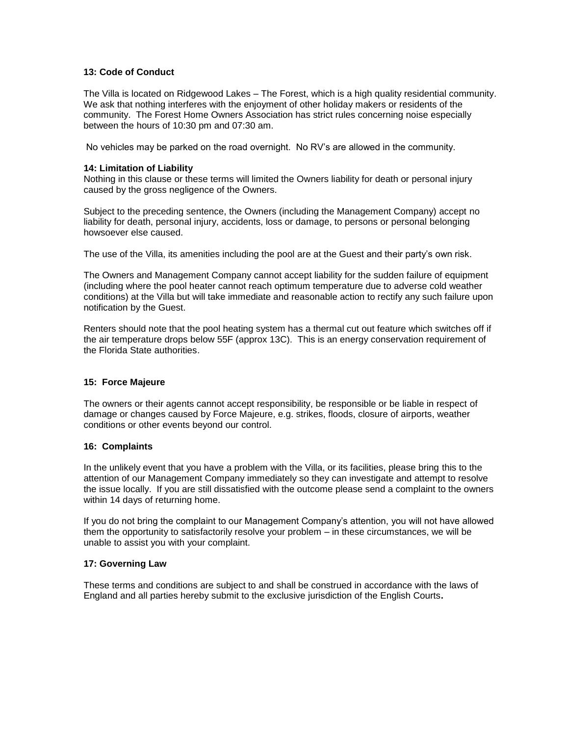**13: Code of Conduct**

The Villa is located on Ridgewood Lakes – The Forest, which is a high quality residential community. We ask that nothing interferes with the enjoyment of other holiday makers or residents of the community. The Forest Home Owners Association has strict rules concerning noise especially between the hours of 10:30 pm and 07:30 am.

No vehicles may be parked on the road overnight. No RV's are allowed in the community.

**14: Limitation of Liability**

Nothing in this clause or these terms will limited the Owners liability for death or personal injury caused by the gross negligence of the Owners.

Subject to the preceding sentence, the Owners (including the Management Company) accept no liability for death, personal injury, accidents, loss or damage, to persons or personal belonging howsoever else caused.

The use of the Villa, its amenities including the pool are at the Guest and their party's own risk.

The Owners and Management Company cannot accept liability for the sudden failure of equipment (including where the pool heater cannot reach optimum temperature due to adverse cold weather conditions) at the Villa but will take immediate and reasonable action to rectify any such failure upon notification by the Guest.

Renters should note that the pool heating system has a thermal cut out feature which switches off if the air temperature drops below 55F (approx 13C). This is an energy conservation requirement of the Florida State authorities.

**15: Force Majeure**

The owners or their agents cannot accept responsibility, be responsible or be liable in respect of damage or changes caused by Force Majeure, e.g. strikes, floods, closure of airports, weather conditions or other events beyond our control.

**16: Complaints**

In the unlikely event that you have a problem with the Villa, or its facilities, please bring this to the attention of our Management Company immediately so they can investigate and attempt to resolve the issue locally. If you are still dissatisfied with the outcome please send a complaint to the owners within 14 days of returning home.

If you do not bring the complaint to our Management Company's attention, you will not have allowed them the opportunity to satisfactorily resolve your problem – in these circumstances, we will be unable to assist you with your complaint.

**17: Governing Law**

These terms and conditions are subject to and shall be construed in accordance with the laws of England and all parties hereby submit to the exclusive jurisdiction of the English Courts**.**